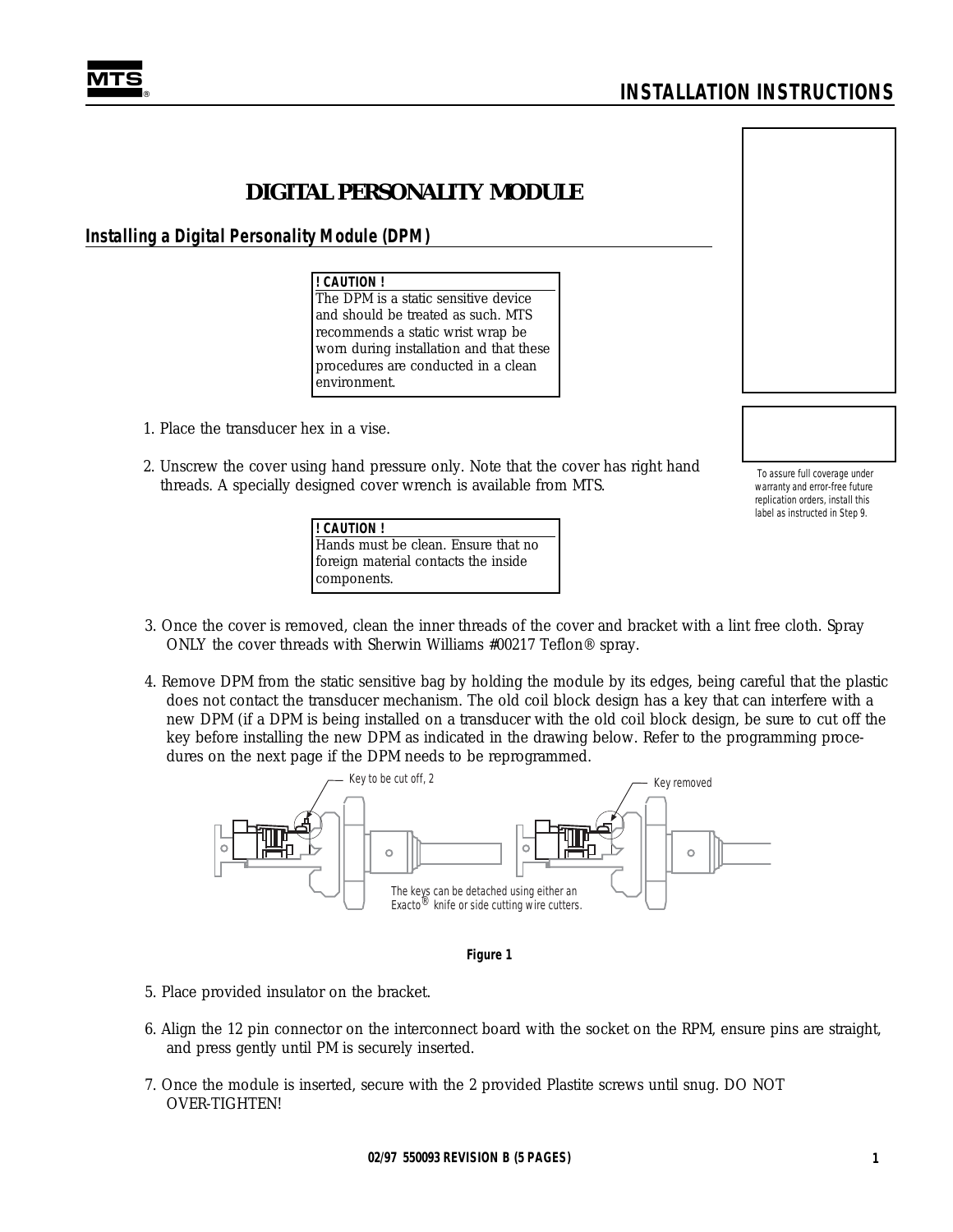# DIGITAL PERSONALITY MODULE

## Installing a Digital Personality Module (DPM)

**! CAUTION !**
The DPM is a static sensitive device and should be treated as such. MTS recommends a static wrist wrap be worn during installation and that these procedures are conducted in a clean environment.

To assure full coverage under warranty and error-free future replication orders, install this label as instructed in Step 9.

1. Place the transducer hex in a vise.

2. Unscrew the cover using hand pressure only. Note that the cover has right hand threads. A specially designed cover wrench is available from MTS.

**! CAUTION !**
Hands must be clean. Ensure that no foreign material contacts the inside components.

3. Once the cover is removed, clean the inner threads of the cover and bracket with a lint free cloth. Spray ONLY the cover threads with Sherwin Williams #00217 Teflon® spray.

4. Remove DPM from the static sensitive bag by holding the module by its edges, being careful that the plastic does not contact the transducer mechanism. The old coil block design has a key that can interfere with a new DPM (if a DPM is being installed on a transducer with the old coil block design, be sure to cut off the key before installing the new DPM as indicated in the drawing below. Refer to the programming procedures on the next page if the DPM needs to be reprogrammed.

Key to be cut off, 2

Key removed

The keys can be detached using either an Exacto® knife or side cutting wire cutters.

**Figure 1**

5. Place provided insulator on the bracket.

6. Align the 12 pin connector on the interconnect board with the socket on the RPM, ensure pins are straight, and press gently until PM is securely inserted.

7. Once the module is inserted, secure with the 2 provided Plastite screws until snug. DO NOT OVER-TIGHTEN!

02/97 550093 REVISION B (5 PAGES)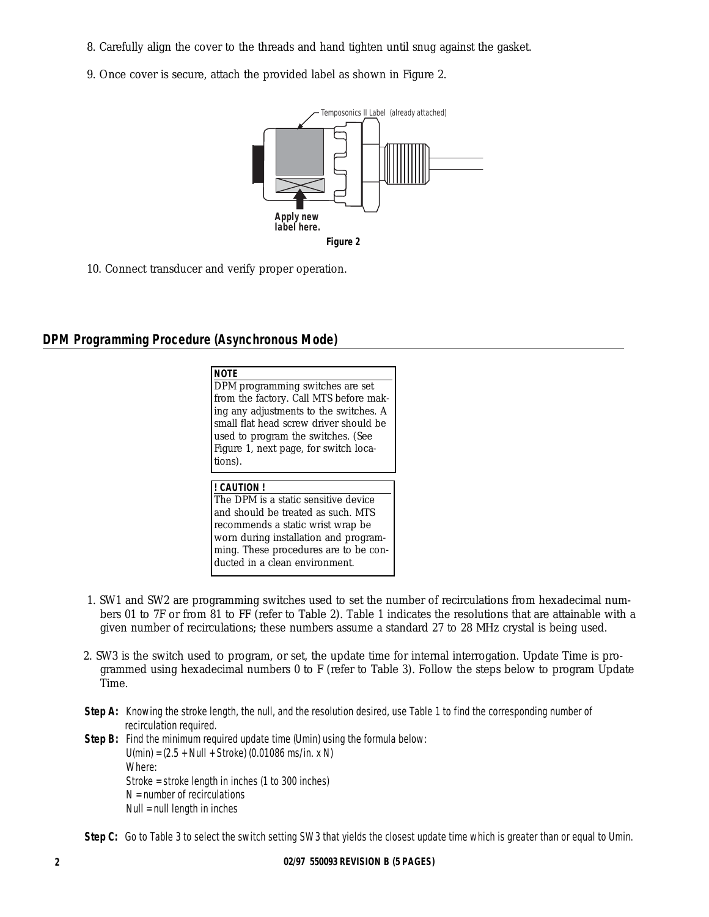8. Carefully align the cover to the threads and hand tighten until snug against the gasket.

9. Once cover is secure, attach the provided label as shown in Figure 2.

Temposonics II Label (already attached)

**Apply new label here.**

**Figure 2**

10. Connect transducer and verify proper operation.

## DPM Programming Procedure (Asynchronous Mode)

> **NOTE**
> DPM programming switches are set from the factory. Call MTS before making any adjustments to the switches. A small flat head screw driver should be used to program the switches. (See Figure 1, next page, for switch locations).

> **! CAUTION !**
> The DPM is a static sensitive device and should be treated as such. MTS recommends a static wrist wrap be worn during installation and programming. These procedures are to be conducted in a clean environment.

1. SW1 and SW2 are programming switches used to set the number of recirculations from hexadecimal numbers 01 to 7F or from 81 to FF (refer to Table 2). Table 1 indicates the resolutions that are attainable with a given number of recirculations; these numbers assume a standard 27 to 28 MHz crystal is being used.

2. SW3 is the switch used to program, or set, the update time for internal interrogation. Update Time is programmed using hexadecimal numbers 0 to F (refer to Table 3). Follow the steps below to program Update Time.

**Step A:** Knowing the stroke length, the null, and the resolution desired, use Table 1 to find the corresponding number of recirculation required.

**Step B:** Find the minimum required update time (Umin) using the formula below:

$U(min) = (2.5 + Null + Stroke)\,(0.01086 \text{ ms/in.} \times N)$

Where:

Stroke = stroke length in inches (1 to 300 inches)

N = number of recirculations

Null = null length in inches

**Step C:** Go to Table 3 to select the switch setting SW3 that yields the closest update time which is greater than or equal to Umin.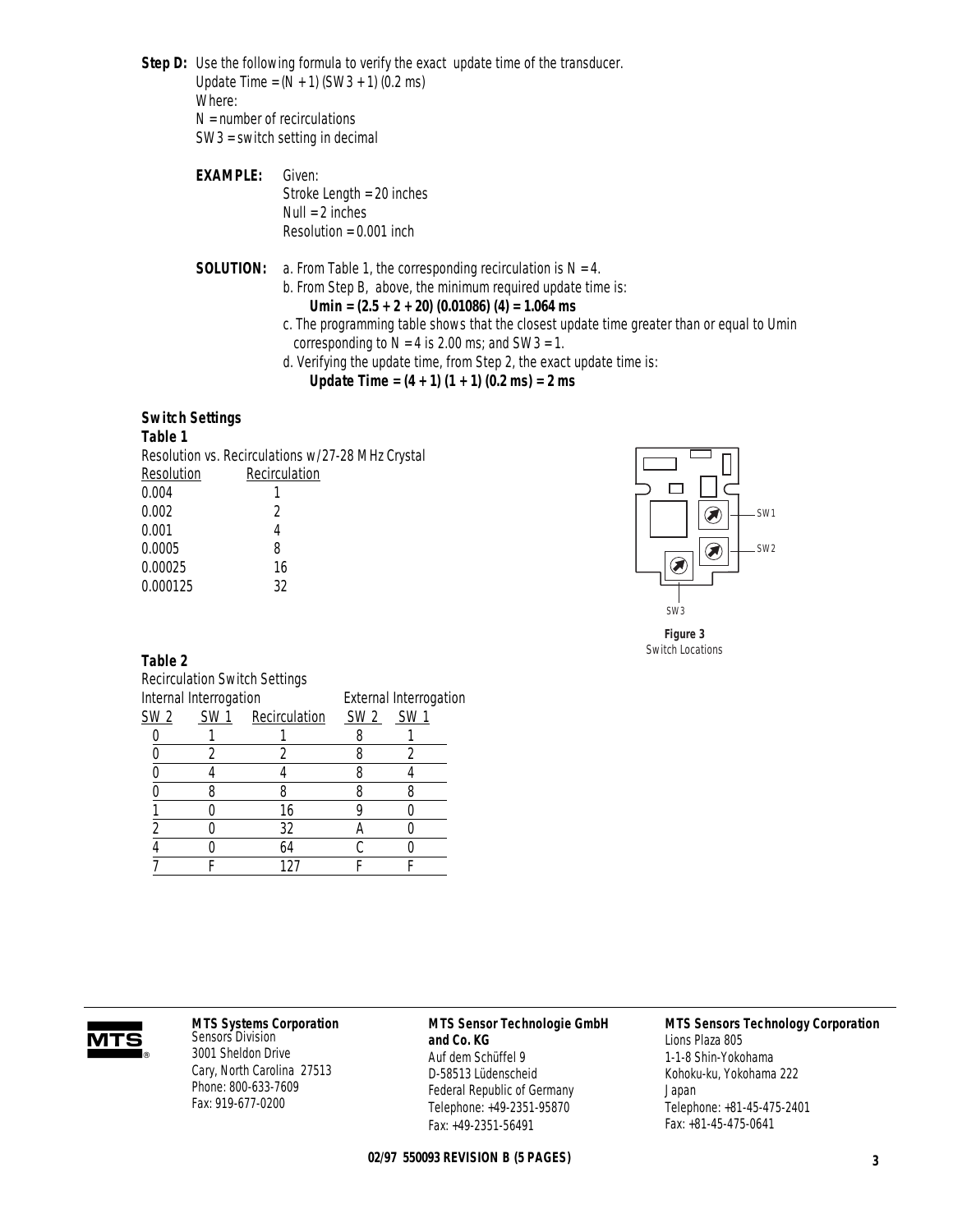**Step D:** Use the following formula to verify the exact update time of the transducer.

Update Time = (N + 1) (SW3 + 1) (0.2 ms)

Where:

N = number of recirculations

SW3 = switch setting in decimal

**EXAMPLE:** Given:

Stroke Length = 20 inches

Null = 2 inches

Resolution = 0.001 inch

**SOLUTION:**

a. From Table 1, the corresponding recirculation is N = 4.

b. From Step B, above, the minimum required update time is:

**Umin = (2.5 + 2 + 20) (0.01086) (4) = 1.064 ms**

c. The programming table shows that the closest update time greater than or equal to Umin corresponding to N = 4 is 2.00 ms; and SW3 = 1.

d. Verifying the update time, from Step 2, the exact update time is:

**Update Time = (4 + 1) (1 + 1) (0.2 ms) = 2 ms**

### Switch Settings

**Table 1**

Resolution vs. Recirculations w/27-28 MHz Crystal

| Resolution | Recirculation |
|---|---|
| 0.004 | 1 |
| 0.002 | 2 |
| 0.001 | 4 |
| 0.0005 | 8 |
| 0.00025 | 16 |
| 0.000125 | 32 |

SW1

SW2

SW3

**Figure 3**
Switch Locations

**Table 2**

Recirculation Switch Settings

| Internal Interrogation | | | External Interrogation | |
|---|---|---|---|---|
| SW 2 | SW 1 | Recirculation | SW 2 | SW 1 |
| 0 | 1 | 1 | 8 | 1 |
| 0 | 2 | 2 | 8 | 2 |
| 0 | 4 | 4 | 8 | 4 |
| 0 | 8 | 8 | 8 | 8 |
| 1 | 0 | 16 | 9 | 0 |
| 2 | 0 | 32 | A | 0 |
| 4 | 0 | 64 | C | 0 |
| 7 | F | 127 | F | F |

**MTS Systems Corporation**
Sensors Division
3001 Sheldon Drive
Cary, North Carolina 27513
Phone: 800-633-7609
Fax: 919-677-0200

**MTS Sensor Technologie GmbH and Co. KG**
Auf dem Schüffel 9
D-58513 Lüdenscheid
Federal Republic of Germany
Telephone: +49-2351-95870
Fax: +49-2351-56491

**MTS Sensors Technology Corporation**
Lions Plaza 805
1-1-8 Shin-Yokohama
Kohoku-ku, Yokohama 222
Japan
Telephone: +81-45-475-2401
Fax: +81-45-475-0641

**02/97 550093 REVISION B (5 PAGES)**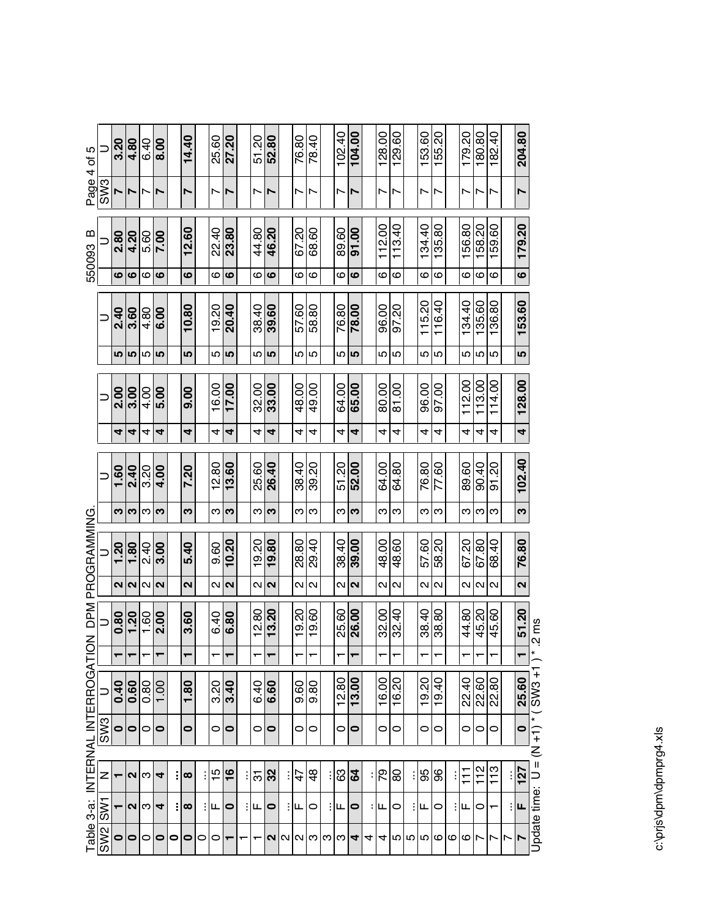Table 3-a: INTERNAL INTERROGATION DPM PROGRAMMING.

| SW2 | SW1 | N | SW3 | U | SW3 | U | SW3 | U | SW3 | U | SW3 | U | SW3 | U | SW3 | U | SW3 | U |
|---|---|---|---|---|---|---|---|---|---|---|---|---|---|---|---|---|---|---|
| **0** | **1** | **1** | **0** | **0.40** | **1** | **0.80** | **2** | **1.20** | **3** | **1.60** | **4** | **2.00** | **5** | **2.40** | **6** | **2.80** | **7** | **3.20** |
| **0** | **2** | **2** | **0** | **0.60** | **1** | **1.20** | **2** | **1.80** | **3** | **2.40** | **4** | **3.00** | **5** | **3.60** | **6** | **4.20** | **7** | **4.80** |
| 0 | 3 | 3 | 0 | 0.80 | 1 | 1.60 | 2 | 2.40 | 3 | 3.20 | 4 | 4.00 | 5 | 4.80 | 6 | 5.60 | 7 | 6.40 |
| **0** | **4** | **4** | **0** | 1.00 | **1** | **2.00** | **2** | **3.00** | **3** | **4.00** | **4** | **5.00** | **5** | **6.00** | **6** | **7.00** | **7** | **8.00** |
| **0** | **⋮** | **⋮** | | | | | | | | | | | | | | | | |
| **0** | **8** | **8** | **0** | **1.80** | **1** | **3.60** | **2** | **5.40** | **3** | **7.20** | **4** | **9.00** | **5** | **10.80** | **6** | **12.60** | **7** | **14.40** |
| 0 | ⋮ | ⋮ | | | | | | | | | | | | | | | | |
| 0 | F | 15 | 0 | 3.20 | 1 | 6.40 | 2 | 9.60 | 3 | 12.80 | 4 | 16.00 | 5 | 19.20 | 6 | 22.40 | 7 | 25.60 |
| **1** | **0** | **16** | **0** | **3.40** | **1** | **6.80** | **2** | **10.20** | **3** | **13.60** | **4** | **17.00** | **5** | **20.40** | **6** | **23.80** | **7** | **27.20** |
| 1 | ⋮ | ⋮ | | | | | | | | | | | | | | | | |
| 1 | F | 31 | 0 | 6.40 | 1 | 12.80 | 2 | 19.20 | 3 | 25.60 | 4 | 32.00 | 5 | 38.40 | 6 | 44.80 | 7 | 51.20 |
| **2** | **0** | **32** | **0** | **6.60** | **1** | **13.20** | **2** | **19.80** | **3** | **26.40** | **4** | **33.00** | **5** | **39.60** | **6** | **46.20** | **7** | **52.80** |
| 2 | ⋮ | ⋮ | | | | | | | | | | | | | | | | |
| 2 | F | 47 | 0 | 9.60 | 1 | 19.20 | 2 | 28.80 | 3 | 38.40 | 4 | 48.00 | 5 | 57.60 | 6 | 67.20 | 7 | 76.80 |
| 3 | 0 | 48 | 0 | 9.80 | 1 | 19.60 | 2 | 29.40 | 3 | 39.20 | 4 | 49.00 | 5 | 58.80 | 6 | 68.60 | 7 | 78.40 |
| 3 | ⋮ | ⋮ | | | | | | | | | | | | | | | | |
| 3 | F | 63 | 0 | 12.80 | 1 | 25.60 | 2 | 38.40 | 3 | 51.20 | 4 | 64.00 | 5 | 76.80 | 6 | 89.60 | 7 | 102.40 |
| **4** | **0** | **64** | **0** | **13.00** | **1** | **26.00** | **2** | **39.00** | **3** | **52.00** | **4** | **65.00** | **5** | **78.00** | **6** | **91.00** | **7** | **104.00** |
| 4 | ⋮ | ⋮ | | | | | | | | | | | | | | | | |
| 4 | F | 79 | 0 | 16.00 | 1 | 32.00 | 2 | 48.00 | 3 | 64.00 | 4 | 80.00 | 5 | 96.00 | 6 | 112.00 | 7 | 128.00 |
| 5 | 0 | 80 | 0 | 16.20 | 1 | 32.40 | 2 | 48.60 | 3 | 64.80 | 4 | 81.00 | 5 | 97.20 | 6 | 113.40 | 7 | 129.60 |
| 5 | ⋮ | ⋮ | | | | | | | | | | | | | | | | |
| 5 | F | 95 | 0 | 19.20 | 1 | 38.40 | 2 | 57.60 | 3 | 76.80 | 4 | 96.00 | 5 | 115.20 | 6 | 134.40 | 7 | 153.60 |
| 6 | 0 | 96 | 0 | 19.40 | 1 | 38.80 | 2 | 58.20 | 3 | 77.60 | 4 | 97.00 | 5 | 116.40 | 6 | 135.80 | 7 | 155.20 |
| 6 | ⋮ | ⋮ | | | | | | | | | | | | | | | | |
| 6 | F | 111 | 0 | 22.40 | 1 | 44.80 | 2 | 67.20 | 3 | 89.60 | 4 | 112.00 | 5 | 134.40 | 6 | 156.80 | 7 | 179.20 |
| 7 | 0 | 112 | 0 | 22.60 | 1 | 45.20 | 2 | 67.80 | 3 | 90.40 | 4 | 113.00 | 5 | 135.60 | 6 | 158.20 | 7 | 180.80 |
| 7 | 1 | 113 | 0 | 22.80 | 1 | 45.60 | 2 | 68.40 | 3 | 91.20 | 4 | 114.00 | 5 | 136.80 | 6 | 159.60 | 7 | 182.40 |
| 7 | ⋮ | ⋮ | | | | | | | | | | | | | | | | |
| **7** | **F** | **127** | **0** | **25.60** | **1** | **51.20** | **2** | **76.80** | **3** | **102.40** | **4** | **128.00** | **5** | **153.60** | **6** | **179.20** | **7** | **204.80** |

Update time: U = (N +1) * ( SW3 +1 ) * .2 ms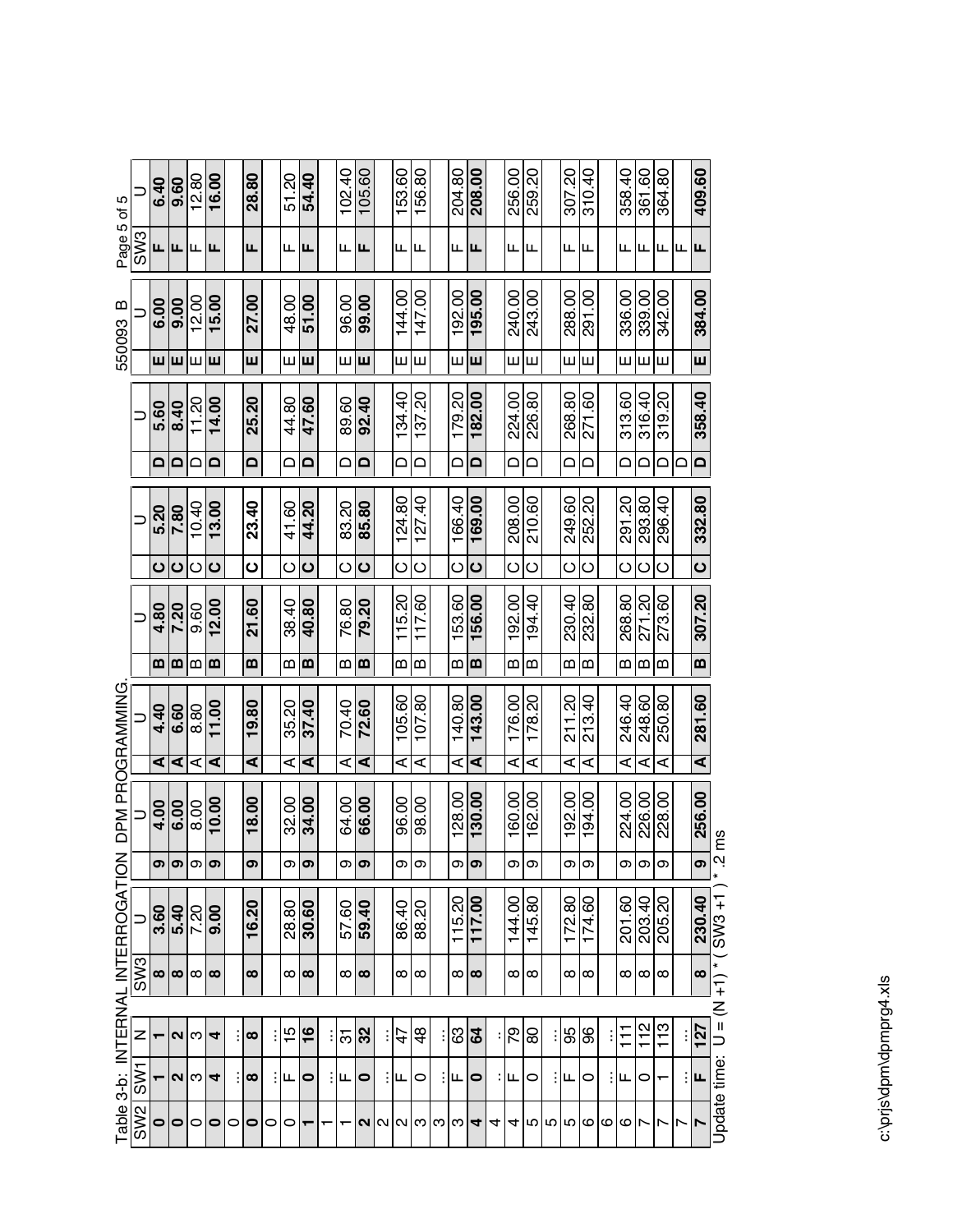Table 3-b: INTERNAL INTERROGATION DPM PROGRAMMING.

| SW2 | SW1 | N | SW3 | U | SW3 | U | SW3 | U | SW3 | U | SW3 | U | SW3 | U | SW3 | U | SW3 | U |
|---|---|---|---|---|---|---|---|---|---|---|---|---|---|---|---|---|---|---|
| **0** | **1** | **1** | **8** | **3.60** | **9** | **4.00** | **A** | **4.40** | **B** | **4.80** | **C** | **5.20** | **D** | **5.60** | **E** | **6.00** | **F** | **6.40** |
| **0** | **2** | **2** | **8** | **5.40** | **9** | **6.00** | **A** | **6.60** | **B** | **7.20** | **C** | **7.80** | **D** | **8.40** | **E** | **9.00** | **F** | **9.60** |
| 0 | 3 | 3 | 8 | 7.20 | 9 | 8.00 | A | 8.80 | B | 9.60 | C | 10.40 | D | 11.20 | E | 12.00 | F | 12.80 |
| **0** | **4** | **4** | **8** | **9.00** | **9** | **10.00** | **A** | **11.00** | **B** | **12.00** | **C** | **13.00** | **D** | **14.00** | **E** | **15.00** | **F** | **16.00** |
| 0 | : | : | | | | | | | | | | | | | | | | |
| **0** | **8** | **8** | **8** | **16.20** | **9** | **18.00** | **A** | **19.80** | **B** | **21.60** | **C** | **23.40** | **D** | **25.20** | **E** | **27.00** | **F** | **28.80** |
| 0 | : | : | | | | | | | | | | | | | | | | |
| 0 | F | 15 | 8 | 28.80 | 9 | 32.00 | A | 35.20 | B | 38.40 | C | 41.60 | D | 44.80 | E | 48.00 | F | 51.20 |
| **1** | **0** | **16** | **8** | **30.60** | **9** | **34.00** | **A** | **37.40** | **B** | **40.80** | **C** | **44.20** | **D** | **47.60** | **E** | **51.00** | **F** | **54.40** |
| 1 | : | : | | | | | | | | | | | | | | | | |
| 1 | F | 31 | 8 | 57.60 | 9 | 64.00 | A | 70.40 | B | 76.80 | C | 83.20 | D | 89.60 | E | 96.00 | F | 102.40 |
| **2** | **0** | **32** | **8** | **59.40** | **9** | **66.00** | **A** | **72.60** | **B** | **79.20** | **C** | **85.80** | **D** | **92.40** | **E** | **99.00** | **F** | **105.60** |
| 2 | : | : | | | | | | | | | | | | | | | | |
| 2 | F | 47 | 8 | 86.40 | 9 | 96.00 | A | 105.60 | B | 115.20 | C | 124.80 | D | 134.40 | E | 144.00 | F | 153.60 |
| 3 | 0 | 48 | 8 | 88.20 | 9 | 98.00 | A | 107.80 | B | 117.60 | C | 127.40 | D | 137.20 | E | 147.00 | F | 156.80 |
| 3 | : | : | | | | | | | | | | | | | | | | |
| 3 | F | 63 | 8 | 115.20 | 9 | 128.00 | A | 140.80 | B | 153.60 | C | 166.40 | D | 179.20 | E | 192.00 | F | 204.80 |
| **4** | **0** | **64** | **8** | **117.00** | **9** | **130.00** | **A** | **143.00** | **B** | **156.00** | **C** | **169.00** | **D** | **182.00** | **E** | **195.00** | **F** | **208.00** |
| 4 | : | : | | | | | | | | | | | | | | | | |
| 4 | F | 79 | 8 | 144.00 | 9 | 160.00 | A | 176.00 | B | 192.00 | C | 208.00 | D | 224.00 | E | 240.00 | F | 256.00 |
| 5 | 0 | 80 | 8 | 145.80 | 9 | 162.00 | A | 178.20 | B | 194.40 | C | 210.60 | D | 226.80 | E | 243.00 | F | 259.20 |
| 5 | : | : | | | | | | | | | | | | | | | | |
| 5 | F | 95 | 8 | 172.80 | 9 | 192.00 | A | 211.20 | B | 230.40 | C | 249.60 | D | 268.80 | E | 288.00 | F | 307.20 |
| 6 | 0 | 96 | 8 | 174.60 | 9 | 194.00 | A | 213.40 | B | 232.80 | C | 252.20 | D | 271.60 | E | 291.00 | F | 310.40 |
| 6 | : | : | | | | | | | | | | | | | | | | |
| 6 | F | 111 | 8 | 201.60 | 9 | 224.00 | A | 246.40 | B | 268.80 | C | 291.20 | D | 313.60 | E | 336.00 | F | 358.40 |
| 7 | 0 | 112 | 8 | 203.40 | 9 | 226.00 | A | 248.60 | B | 271.20 | C | 293.80 | D | 316.40 | E | 339.00 | F | 361.60 |
| 7 | 1 | 113 | 8 | 205.20 | 9 | 228.00 | A | 250.80 | B | 273.60 | C | 296.40 | D | 319.20 | E | 342.00 | F | 364.80 |
| 7 | : | : | | | | | | | | | | | D | | | | F | |
| **7** | **F** | **127** | **8** | **230.40** | **9** | **256.00** | **A** | **281.60** | **B** | **307.20** | **C** | **332.80** | **D** | **358.40** | **E** | **384.00** | **F** | **409.60** |

Update time: U = (N +1) * ( SW3 +1 ) * .2 ms